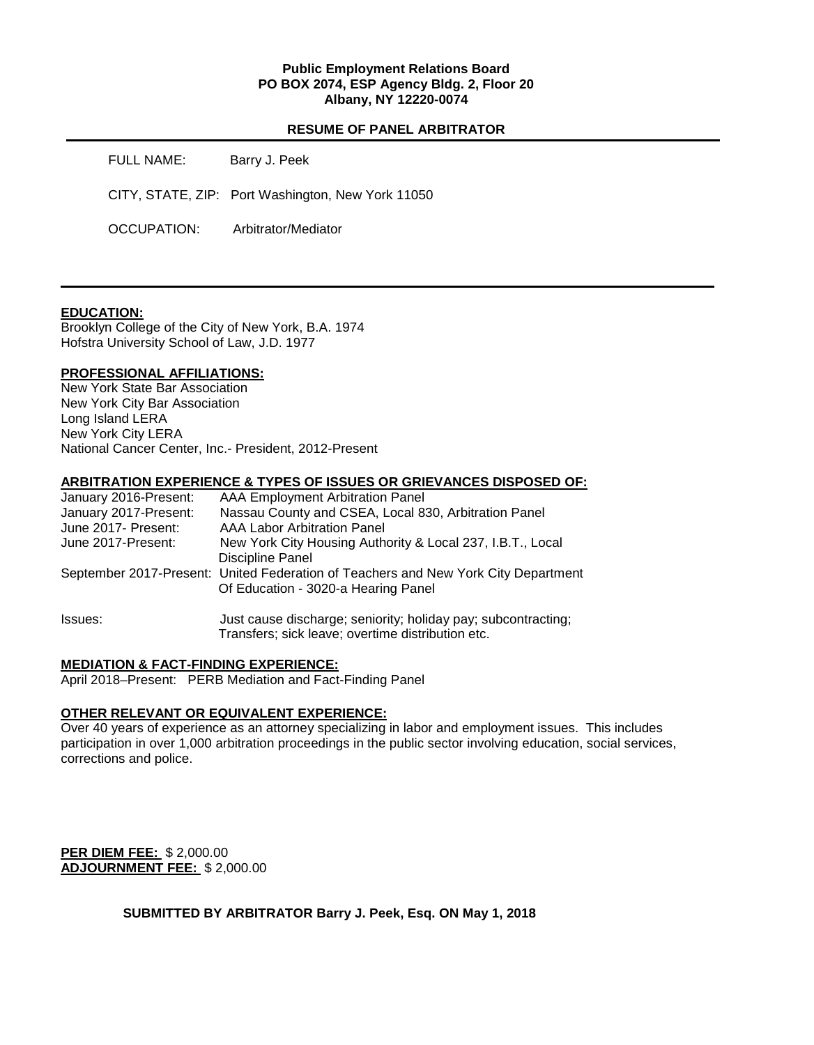**Public Employment Relations Board**
**PO BOX 2074, ESP Agency Bldg. 2, Floor 20**
**Albany, NY 12220-0074**

## RESUME OF PANEL ARBITRATOR

FULL NAME: Barry J. Peek

CITY, STATE, ZIP: Port Washington, New York 11050

OCCUPATION: Arbitrator/Mediator

---

### EDUCATION:

Brooklyn College of the City of New York, B.A. 1974
Hofstra University School of Law, J.D. 1977

### PROFESSIONAL AFFILIATIONS:

New York State Bar Association
New York City Bar Association
Long Island LERA
New York City LERA
National Cancer Center, Inc.- President, 2012-Present

### ARBITRATION EXPERIENCE & TYPES OF ISSUES OR GRIEVANCES DISPOSED OF:

| | |
|---|---|
| January 2016-Present: | AAA Employment Arbitration Panel |
| January 2017-Present: | Nassau County and CSEA, Local 830, Arbitration Panel |
| June 2017- Present: | AAA Labor Arbitration Panel |
| June 2017-Present: | New York City Housing Authority & Local 237, I.B.T., Local Discipline Panel |
| September 2017-Present: | United Federation of Teachers and New York City Department Of Education - 3020-a Hearing Panel |
| Issues: | Just cause discharge; seniority; holiday pay; subcontracting; Transfers; sick leave; overtime distribution etc. |

### MEDIATION & FACT-FINDING EXPERIENCE:

April 2018–Present: PERB Mediation and Fact-Finding Panel

### OTHER RELEVANT OR EQUIVALENT EXPERIENCE:

Over 40 years of experience as an attorney specializing in labor and employment issues. This includes participation in over 1,000 arbitration proceedings in the public sector involving education, social services, corrections and police.

**PER DIEM FEE:** $ 2,000.00
**ADJOURNMENT FEE:** $ 2,000.00

**SUBMITTED BY ARBITRATOR Barry J. Peek, Esq. ON May 1, 2018**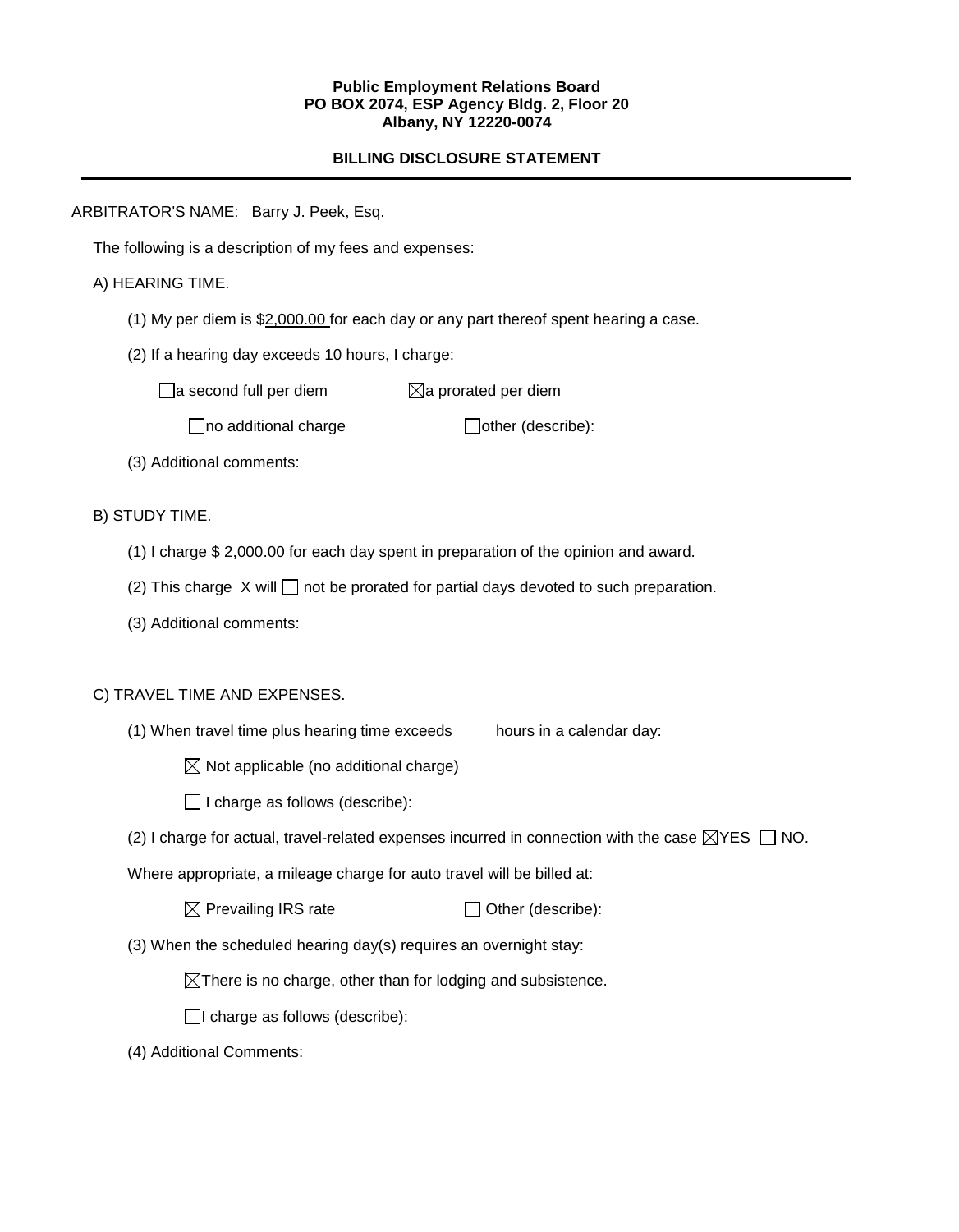**Public Employment Relations Board**
**PO BOX 2074, ESP Agency Bldg. 2, Floor 20**
**Albany, NY 12220-0074**

**BILLING DISCLOSURE STATEMENT**

---

ARBITRATOR'S NAME: Barry J. Peek, Esq.

The following is a description of my fees and expenses:

A) HEARING TIME.

(1) My per diem is $2,000.00 for each day or any part thereof spent hearing a case.

(2) If a hearing day exceeds 10 hours, I charge:

☐ a second full per diem ☒ a prorated per diem

☐ no additional charge ☐ other (describe):

(3) Additional comments:

B) STUDY TIME.

(1) I charge $ 2,000.00 for each day spent in preparation of the opinion and award.

(2) This charge X will ☐ not be prorated for partial days devoted to such preparation.

(3) Additional comments:

C) TRAVEL TIME AND EXPENSES.

(1) When travel time plus hearing time exceeds hours in a calendar day:

☒ Not applicable (no additional charge)

☐ I charge as follows (describe):

(2) I charge for actual, travel-related expenses incurred in connection with the case ☒ YES ☐ NO.

Where appropriate, a mileage charge for auto travel will be billed at:

☒ Prevailing IRS rate ☐ Other (describe):

(3) When the scheduled hearing day(s) requires an overnight stay:

☒ There is no charge, other than for lodging and subsistence.

☐ I charge as follows (describe):

(4) Additional Comments: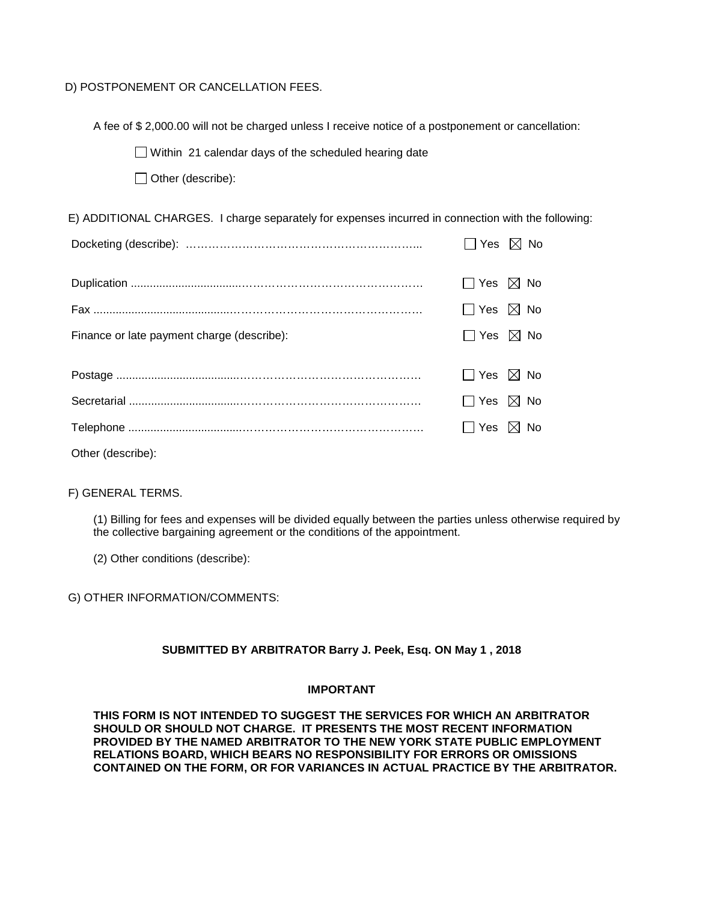D) POSTPONEMENT OR CANCELLATION FEES.

A fee of $ 2,000.00 will not be charged unless I receive notice of a postponement or cancellation:

☐ Within 21 calendar days of the scheduled hearing date

☐ Other (describe):

E) ADDITIONAL CHARGES. I charge separately for expenses incurred in connection with the following:

| | |
|---|---|
| Docketing (describe): ……………………………………………………... | ☐ Yes ☒ No |
| Duplication ……………………………………………………………… | ☐ Yes ☒ No |
| Fax ……………………………………………………………………… | ☐ Yes ☒ No |
| Finance or late payment charge (describe): | ☐ Yes ☒ No |
| Postage ………………………………………………………………… | ☐ Yes ☒ No |
| Secretarial ……………………………………………………………… | ☐ Yes ☒ No |
| Telephone ……………………………………………………………… | ☐ Yes ☒ No |

Other (describe):

F) GENERAL TERMS.

(1) Billing for fees and expenses will be divided equally between the parties unless otherwise required by the collective bargaining agreement or the conditions of the appointment.

(2) Other conditions (describe):

G) OTHER INFORMATION/COMMENTS:

**SUBMITTED BY ARBITRATOR Barry J. Peek, Esq. ON May 1 , 2018**

**IMPORTANT**

**THIS FORM IS NOT INTENDED TO SUGGEST THE SERVICES FOR WHICH AN ARBITRATOR SHOULD OR SHOULD NOT CHARGE. IT PRESENTS THE MOST RECENT INFORMATION PROVIDED BY THE NAMED ARBITRATOR TO THE NEW YORK STATE PUBLIC EMPLOYMENT RELATIONS BOARD, WHICH BEARS NO RESPONSIBILITY FOR ERRORS OR OMISSIONS CONTAINED ON THE FORM, OR FOR VARIANCES IN ACTUAL PRACTICE BY THE ARBITRATOR.**